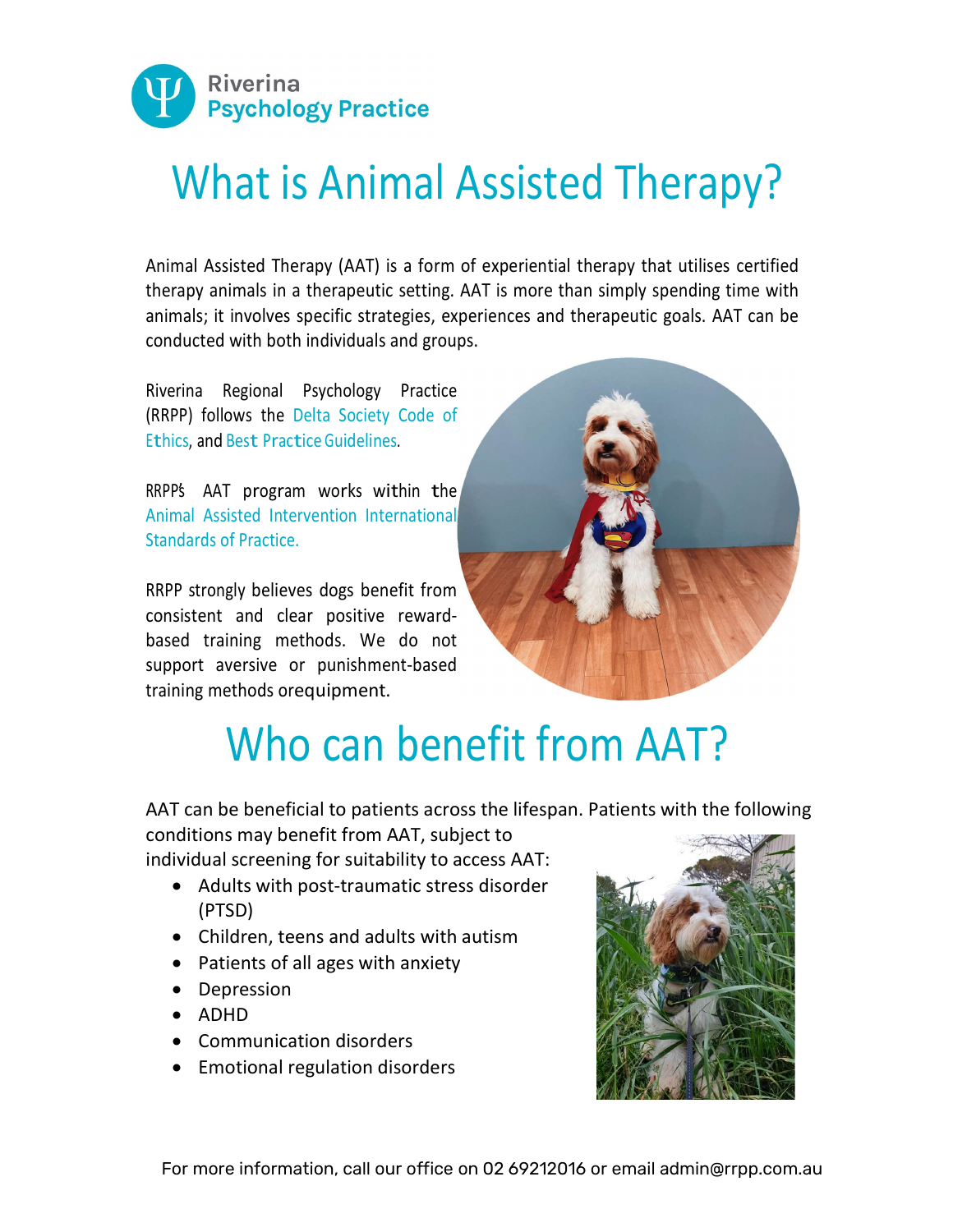Riverina
Psychology Practice

# What is Animal Assisted Therapy?

Animal Assisted Therapy (AAT) is a form of experiential therapy that utilises certified therapy animals in a therapeutic setting. AAT is more than simply spending time with animals; it involves specific strategies, experiences and therapeutic goals. AAT can be conducted with both individuals and groups.

Riverina Regional Psychology Practice (RRPP) follows the Delta Society Code of Ethics, and Best Practice Guidelines.

RRPP's AAT program works within the Animal Assisted Intervention International Standards of Practice.

RRPP strongly believes dogs benefit from consistent and clear positive reward-based training methods. We do not support aversive or punishment-based training methods orequipment.

# Who can benefit from AAT?

AAT can be beneficial to patients across the lifespan. Patients with the following conditions may benefit from AAT, subject to individual screening for suitability to access AAT:

- Adults with post-traumatic stress disorder (PTSD)
- Children, teens and adults with autism
- Patients of all ages with anxiety
- Depression
- ADHD
- Communication disorders
- Emotional regulation disorders

For more information, call our office on 02 69212016 or email admin@rrpp.com.au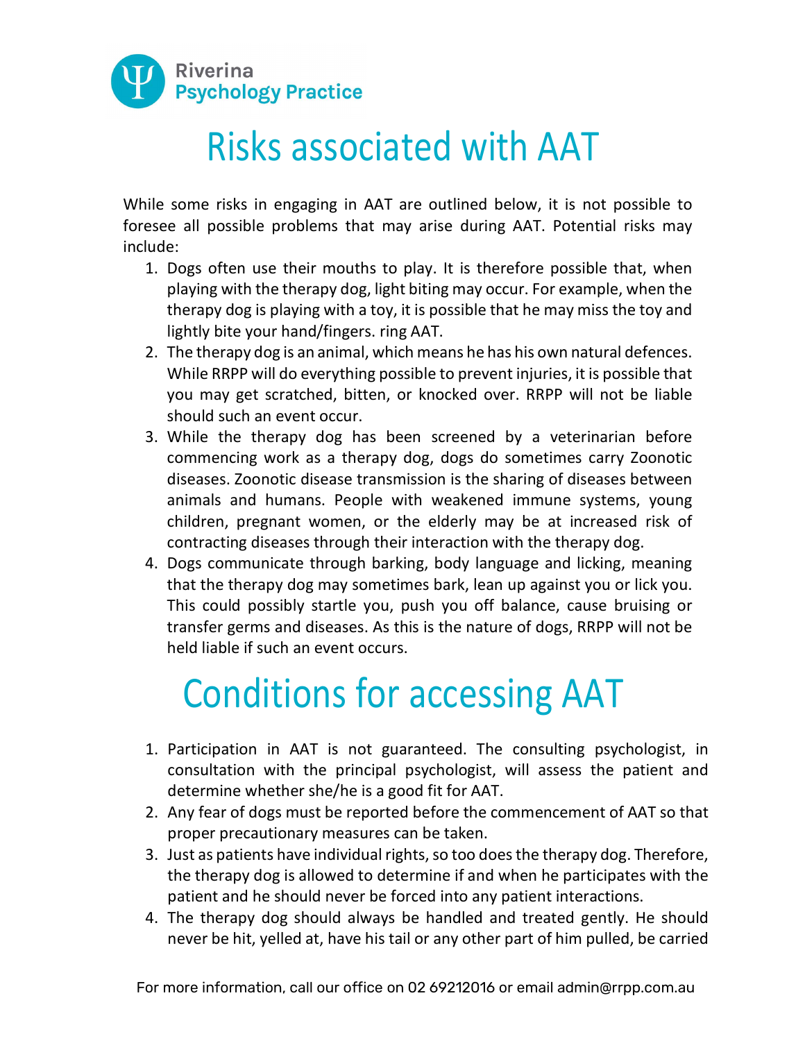# Risks associated with AAT

While some risks in engaging in AAT are outlined below, it is not possible to foresee all possible problems that may arise during AAT. Potential risks may include:

1. Dogs often use their mouths to play. It is therefore possible that, when playing with the therapy dog, light biting may occur. For example, when the therapy dog is playing with a toy, it is possible that he may miss the toy and lightly bite your hand/fingers. ring AAT.
2. The therapy dog is an animal, which means he has his own natural defences. While RRPP will do everything possible to prevent injuries, it is possible that you may get scratched, bitten, or knocked over. RRPP will not be liable should such an event occur.
3. While the therapy dog has been screened by a veterinarian before commencing work as a therapy dog, dogs do sometimes carry Zoonotic diseases. Zoonotic disease transmission is the sharing of diseases between animals and humans. People with weakened immune systems, young children, pregnant women, or the elderly may be at increased risk of contracting diseases through their interaction with the therapy dog.
4. Dogs communicate through barking, body language and licking, meaning that the therapy dog may sometimes bark, lean up against you or lick you. This could possibly startle you, push you off balance, cause bruising or transfer germs and diseases. As this is the nature of dogs, RRPP will not be held liable if such an event occurs.

# Conditions for accessing AAT

1. Participation in AAT is not guaranteed. The consulting psychologist, in consultation with the principal psychologist, will assess the patient and determine whether she/he is a good fit for AAT.
2. Any fear of dogs must be reported before the commencement of AAT so that proper precautionary measures can be taken.
3. Just as patients have individual rights, so too does the therapy dog. Therefore, the therapy dog is allowed to determine if and when he participates with the patient and he should never be forced into any patient interactions.
4. The therapy dog should always be handled and treated gently. He should never be hit, yelled at, have his tail or any other part of him pulled, be carried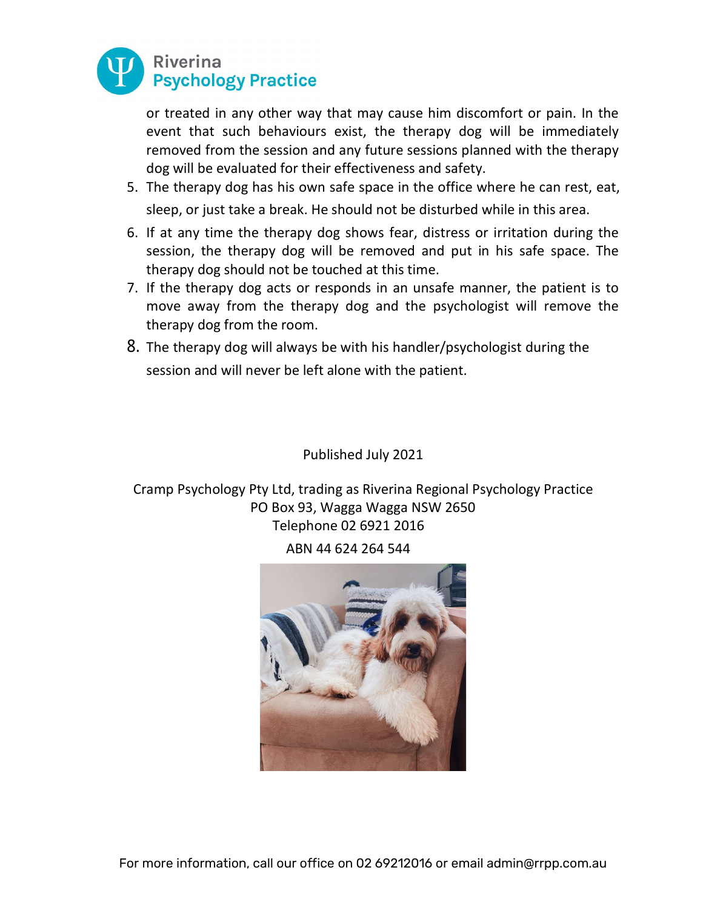or treated in any other way that may cause him discomfort or pain. In the event that such behaviours exist, the therapy dog will be immediately removed from the session and any future sessions planned with the therapy dog will be evaluated for their effectiveness and safety.

5. The therapy dog has his own safe space in the office where he can rest, eat, sleep, or just take a break. He should not be disturbed while in this area.
6. If at any time the therapy dog shows fear, distress or irritation during the session, the therapy dog will be removed and put in his safe space. The therapy dog should not be touched at this time.
7. If the therapy dog acts or responds in an unsafe manner, the patient is to move away from the therapy dog and the psychologist will remove the therapy dog from the room.
8. The therapy dog will always be with his handler/psychologist during the session and will never be left alone with the patient.

Published July 2021

Cramp Psychology Pty Ltd, trading as Riverina Regional Psychology Practice
PO Box 93, Wagga Wagga NSW 2650
Telephone 02 6921 2016

ABN 44 624 264 544

For more information, call our office on 02 69212016 or email admin@rrpp.com.au